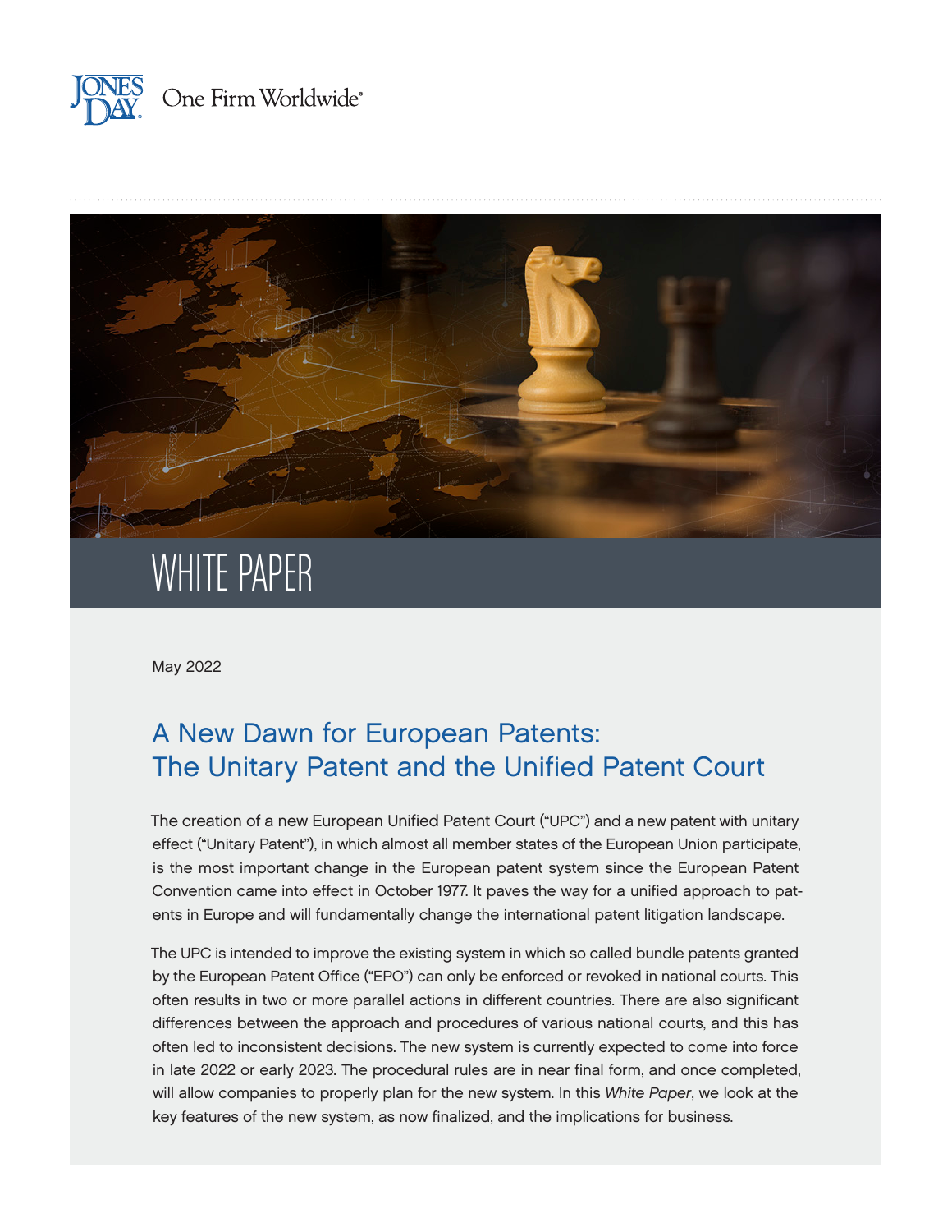JONES DAY | One Firm Worldwide®

WHITE PAPER

May 2022

# A New Dawn for European Patents: The Unitary Patent and the Unified Patent Court

The creation of a new European Unified Patent Court ("UPC") and a new patent with unitary effect ("Unitary Patent"), in which almost all member states of the European Union participate, is the most important change in the European patent system since the European Patent Convention came into effect in October 1977. It paves the way for a unified approach to patents in Europe and will fundamentally change the international patent litigation landscape.

The UPC is intended to improve the existing system in which so called bundle patents granted by the European Patent Office ("EPO") can only be enforced or revoked in national courts. This often results in two or more parallel actions in different countries. There are also significant differences between the approach and procedures of various national courts, and this has often led to inconsistent decisions. The new system is currently expected to come into force in late 2022 or early 2023. The procedural rules are in near final form, and once completed, will allow companies to properly plan for the new system. In this *White Paper*, we look at the key features of the new system, as now finalized, and the implications for business.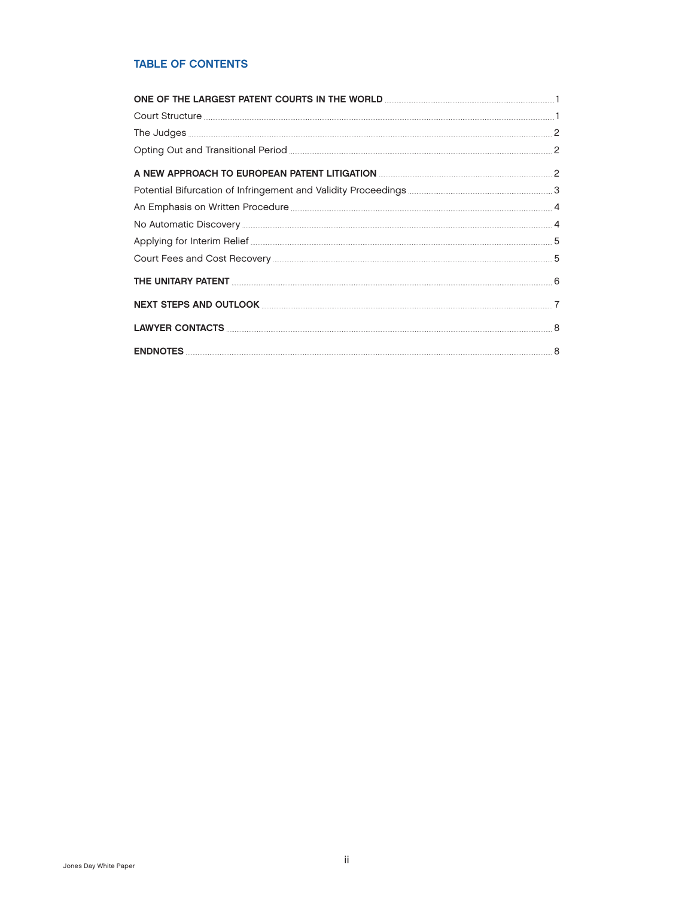## TABLE OF CONTENTS

**ONE OF THE LARGEST PATENT COURTS IN THE WORLD** ..... 1

Court Structure ..... 1

The Judges ..... 2

Opting Out and Transitional Period ..... 2

**A NEW APPROACH TO EUROPEAN PATENT LITIGATION** ..... 2

Potential Bifurcation of Infringement and Validity Proceedings ..... 3

An Emphasis on Written Procedure ..... 4

No Automatic Discovery ..... 4

Applying for Interim Relief ..... 5

Court Fees and Cost Recovery ..... 5

**THE UNITARY PATENT** ..... 6

**NEXT STEPS AND OUTLOOK** ..... 7

**LAWYER CONTACTS** ..... 8

**ENDNOTES** ..... 8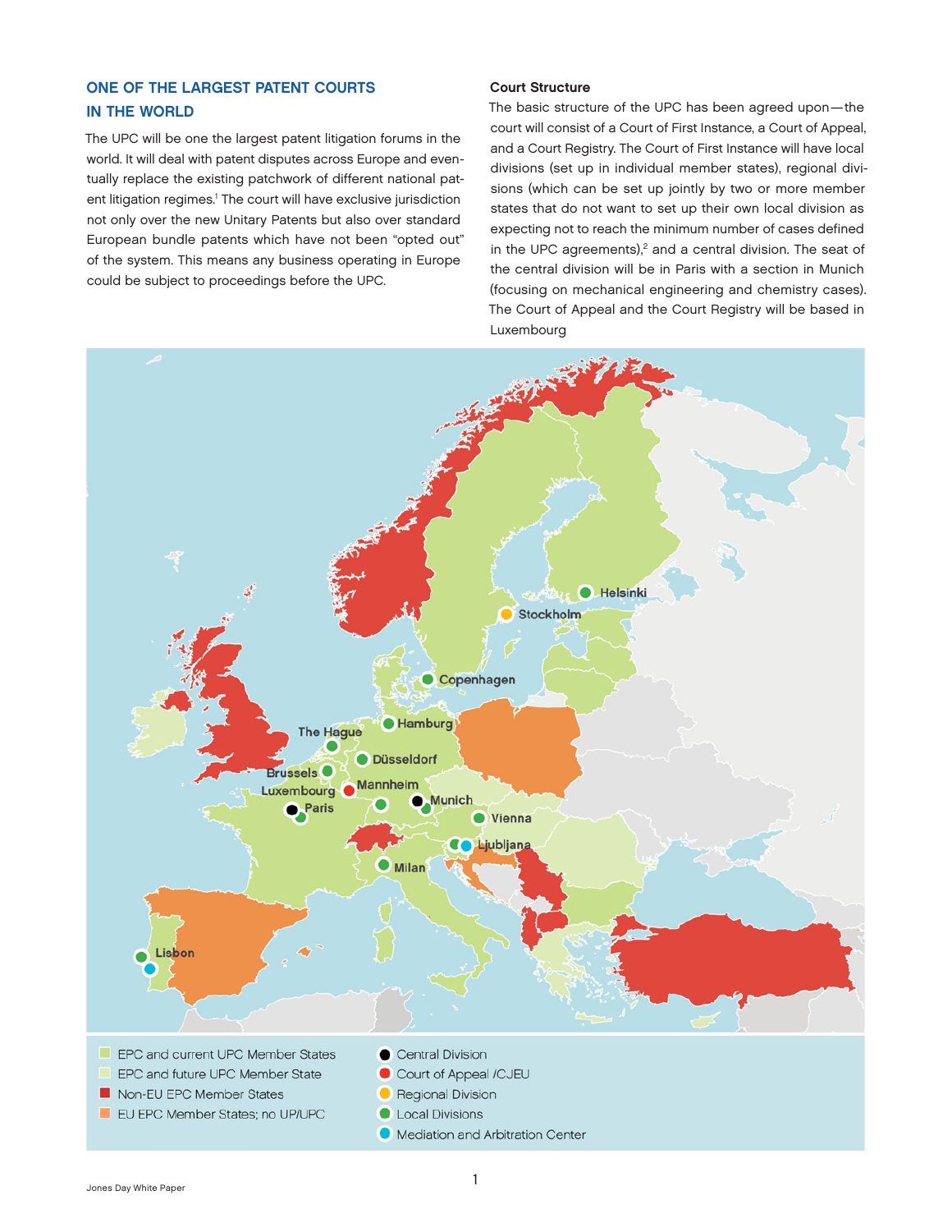## ONE OF THE LARGEST PATENT COURTS IN THE WORLD

The UPC will be one the largest patent litigation forums in the world. It will deal with patent disputes across Europe and eventually replace the existing patchwork of different national patent litigation regimes.[1] The court will have exclusive jurisdiction not only over the new Unitary Patents but also over standard European bundle patents which have not been "opted out" of the system. This means any business operating in Europe could be subject to proceedings before the UPC.

### Court Structure

The basic structure of the UPC has been agreed upon—the court will consist of a Court of First Instance, a Court of Appeal, and a Court Registry. The Court of First Instance will have local divisions (set up in individual member states), regional divisions (which can be set up jointly by two or more member states that do not want to set up their own local division as expecting not to reach the minimum number of cases defined in the UPC agreements),[2] and a central division. The seat of the central division will be in Paris with a section in Munich (focusing on mechanical engineering and chemistry cases). The Court of Appeal and the Court Registry will be based in Luxembourg

Helsinki, Stockholm, Copenhagen, Hamburg, The Hague, Düsseldorf, Brussels, Mannheim, Luxembourg, Munich, Paris, Vienna, Ljubljana, Milan, Lisbon

- EPC and current UPC Member States
- EPC and future UPC Member State
- Non-EU EPC Member States
- EU EPC Member States; no UP/UPC
- Central Division
- Court of Appeal /CJEU
- Regional Division
- Local Divisions
- Mediation and Arbitration Center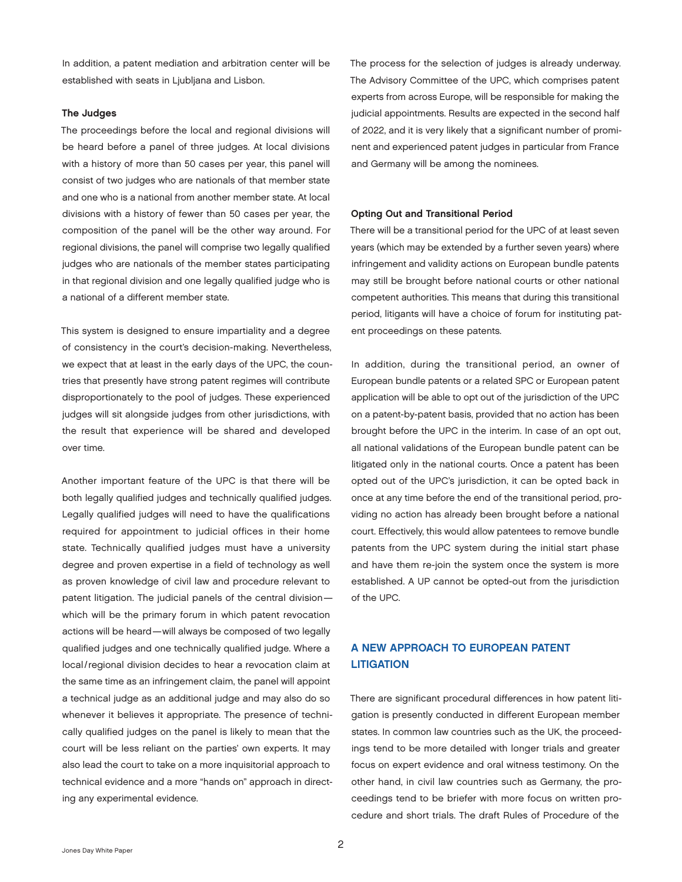In addition, a patent mediation and arbitration center will be established with seats in Ljubljana and Lisbon.

**The Judges**

The proceedings before the local and regional divisions will be heard before a panel of three judges. At local divisions with a history of more than 50 cases per year, this panel will consist of two judges who are nationals of that member state and one who is a national from another member state. At local divisions with a history of fewer than 50 cases per year, the composition of the panel will be the other way around. For regional divisions, the panel will comprise two legally qualified judges who are nationals of the member states participating in that regional division and one legally qualified judge who is a national of a different member state.

This system is designed to ensure impartiality and a degree of consistency in the court's decision-making. Nevertheless, we expect that at least in the early days of the UPC, the countries that presently have strong patent regimes will contribute disproportionately to the pool of judges. These experienced judges will sit alongside judges from other jurisdictions, with the result that experience will be shared and developed over time.

Another important feature of the UPC is that there will be both legally qualified judges and technically qualified judges. Legally qualified judges will need to have the qualifications required for appointment to judicial offices in their home state. Technically qualified judges must have a university degree and proven expertise in a field of technology as well as proven knowledge of civil law and procedure relevant to patent litigation. The judicial panels of the central division—which will be the primary forum in which patent revocation actions will be heard—will always be composed of two legally qualified judges and one technically qualified judge. Where a local/regional division decides to hear a revocation claim at the same time as an infringement claim, the panel will appoint a technical judge as an additional judge and may also do so whenever it believes it appropriate. The presence of technically qualified judges on the panel is likely to mean that the court will be less reliant on the parties' own experts. It may also lead the court to take on a more inquisitorial approach to technical evidence and a more "hands on" approach in directing any experimental evidence.

The process for the selection of judges is already underway. The Advisory Committee of the UPC, which comprises patent experts from across Europe, will be responsible for making the judicial appointments. Results are expected in the second half of 2022, and it is very likely that a significant number of prominent and experienced patent judges in particular from France and Germany will be among the nominees.

**Opting Out and Transitional Period**

There will be a transitional period for the UPC of at least seven years (which may be extended by a further seven years) where infringement and validity actions on European bundle patents may still be brought before national courts or other national competent authorities. This means that during this transitional period, litigants will have a choice of forum for instituting patent proceedings on these patents.

In addition, during the transitional period, an owner of European bundle patents or a related SPC or European patent application will be able to opt out of the jurisdiction of the UPC on a patent-by-patent basis, provided that no action has been brought before the UPC in the interim. In case of an opt out, all national validations of the European bundle patent can be litigated only in the national courts. Once a patent has been opted out of the UPC's jurisdiction, it can be opted back in once at any time before the end of the transitional period, providing no action has already been brought before a national court. Effectively, this would allow patentees to remove bundle patents from the UPC system during the initial start phase and have them re-join the system once the system is more established. A UP cannot be opted-out from the jurisdiction of the UPC.

## A NEW APPROACH TO EUROPEAN PATENT LITIGATION

There are significant procedural differences in how patent litigation is presently conducted in different European member states. In common law countries such as the UK, the proceedings tend to be more detailed with longer trials and greater focus on expert evidence and oral witness testimony. On the other hand, in civil law countries such as Germany, the proceedings tend to be briefer with more focus on written procedure and short trials. The draft Rules of Procedure of the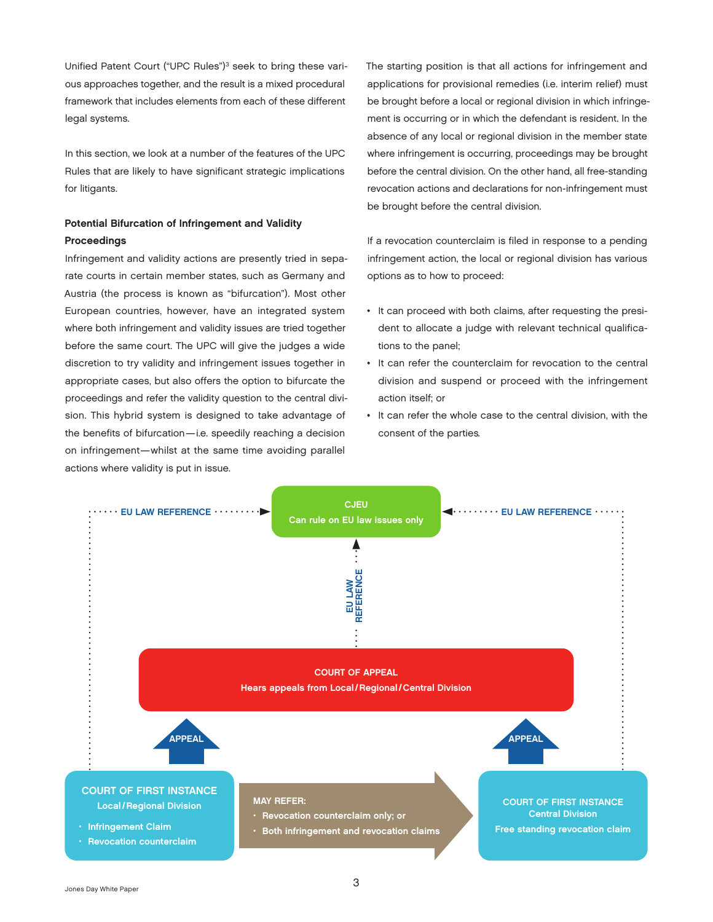Unified Patent Court ("UPC Rules")[3] seek to bring these various approaches together, and the result is a mixed procedural framework that includes elements from each of these different legal systems.

In this section, we look at a number of the features of the UPC Rules that are likely to have significant strategic implications for litigants.

### Potential Bifurcation of Infringement and Validity Proceedings

Infringement and validity actions are presently tried in separate courts in certain member states, such as Germany and Austria (the process is known as "bifurcation"). Most other European countries, however, have an integrated system where both infringement and validity issues are tried together before the same court. The UPC will give the judges a wide discretion to try validity and infringement issues together in appropriate cases, but also offers the option to bifurcate the proceedings and refer the validity question to the central division. This hybrid system is designed to take advantage of the benefits of bifurcation—i.e. speedily reaching a decision on infringement—whilst at the same time avoiding parallel actions where validity is put in issue.

The starting position is that all actions for infringement and applications for provisional remedies (i.e. interim relief) must be brought before a local or regional division in which infringement is occurring or in which the defendant is resident. In the absence of any local or regional division in the member state where infringement is occurring, proceedings may be brought before the central division. On the other hand, all free-standing revocation actions and declarations for non-infringement must be brought before the central division.

If a revocation counterclaim is filed in response to a pending infringement action, the local or regional division has various options as to how to proceed:

- It can proceed with both claims, after requesting the president to allocate a judge with relevant technical qualifications to the panel;
- It can refer the counterclaim for revocation to the central division and suspend or proceed with the infringement action itself; or
- It can refer the whole case to the central division, with the consent of the parties.

**CJEU**
Can rule on EU law issues only

EU LAW REFERENCE (from Court of First Instance – Local/Regional Division, Court of Appeal, and Court of First Instance – Central Division)

**COURT OF APPEAL**
Hears appeals from Local/Regional/Central Division

APPEAL (from each Court of First Instance)

**COURT OF FIRST INSTANCE**
Local/Regional Division
- Infringement Claim
- Revocation counterclaim

MAY REFER:
- Revocation counterclaim only; or
- Both infringement and revocation claims

**COURT OF FIRST INSTANCE**
Central Division
Free standing revocation claim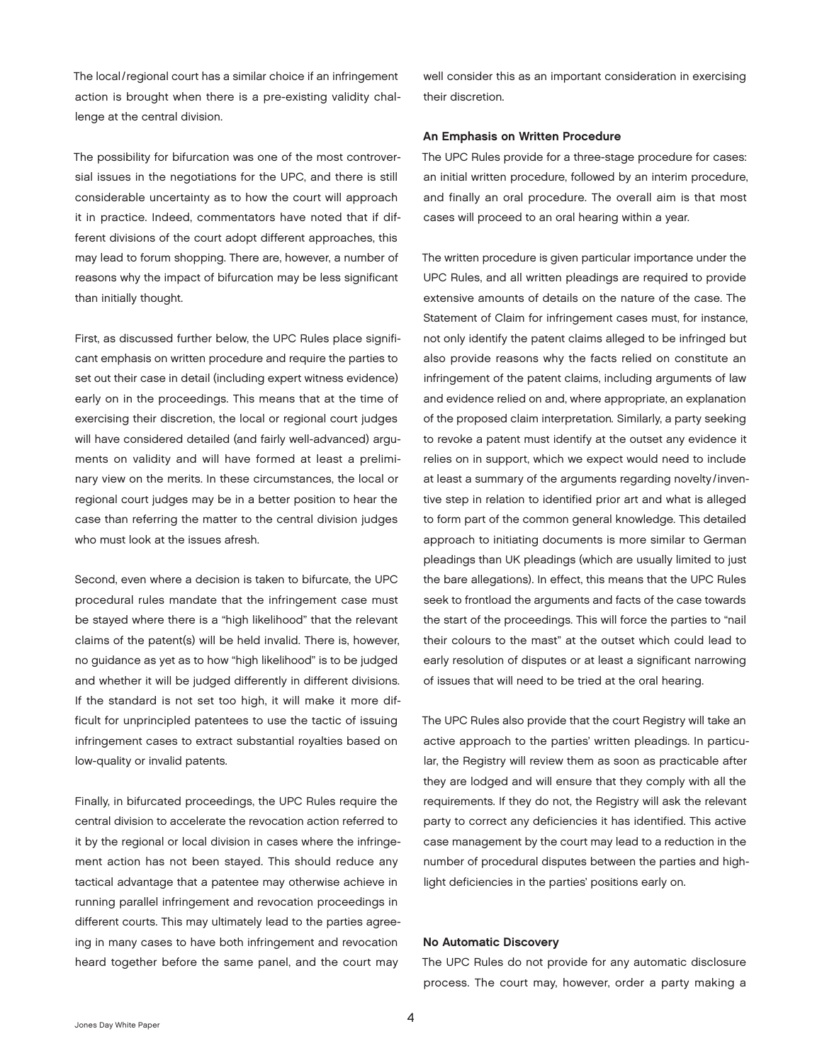The local/regional court has a similar choice if an infringement action is brought when there is a pre-existing validity challenge at the central division.

The possibility for bifurcation was one of the most controversial issues in the negotiations for the UPC, and there is still considerable uncertainty as to how the court will approach it in practice. Indeed, commentators have noted that if different divisions of the court adopt different approaches, this may lead to forum shopping. There are, however, a number of reasons why the impact of bifurcation may be less significant than initially thought.

First, as discussed further below, the UPC Rules place significant emphasis on written procedure and require the parties to set out their case in detail (including expert witness evidence) early on in the proceedings. This means that at the time of exercising their discretion, the local or regional court judges will have considered detailed (and fairly well-advanced) arguments on validity and will have formed at least a preliminary view on the merits. In these circumstances, the local or regional court judges may be in a better position to hear the case than referring the matter to the central division judges who must look at the issues afresh.

Second, even where a decision is taken to bifurcate, the UPC procedural rules mandate that the infringement case must be stayed where there is a "high likelihood" that the relevant claims of the patent(s) will be held invalid. There is, however, no guidance as yet as to how "high likelihood" is to be judged and whether it will be judged differently in different divisions. If the standard is not set too high, it will make it more difficult for unprincipled patentees to use the tactic of issuing infringement cases to extract substantial royalties based on low-quality or invalid patents.

Finally, in bifurcated proceedings, the UPC Rules require the central division to accelerate the revocation action referred to it by the regional or local division in cases where the infringement action has not been stayed. This should reduce any tactical advantage that a patentee may otherwise achieve in running parallel infringement and revocation proceedings in different courts. This may ultimately lead to the parties agreeing in many cases to have both infringement and revocation heard together before the same panel, and the court may well consider this as an important consideration in exercising their discretion.

**An Emphasis on Written Procedure**

The UPC Rules provide for a three-stage procedure for cases: an initial written procedure, followed by an interim procedure, and finally an oral procedure. The overall aim is that most cases will proceed to an oral hearing within a year.

The written procedure is given particular importance under the UPC Rules, and all written pleadings are required to provide extensive amounts of details on the nature of the case. The Statement of Claim for infringement cases must, for instance, not only identify the patent claims alleged to be infringed but also provide reasons why the facts relied on constitute an infringement of the patent claims, including arguments of law and evidence relied on and, where appropriate, an explanation of the proposed claim interpretation. Similarly, a party seeking to revoke a patent must identify at the outset any evidence it relies on in support, which we expect would need to include at least a summary of the arguments regarding novelty/inventive step in relation to identified prior art and what is alleged to form part of the common general knowledge. This detailed approach to initiating documents is more similar to German pleadings than UK pleadings (which are usually limited to just the bare allegations). In effect, this means that the UPC Rules seek to frontload the arguments and facts of the case towards the start of the proceedings. This will force the parties to "nail their colours to the mast" at the outset which could lead to early resolution of disputes or at least a significant narrowing of issues that will need to be tried at the oral hearing.

The UPC Rules also provide that the court Registry will take an active approach to the parties' written pleadings. In particular, the Registry will review them as soon as practicable after they are lodged and will ensure that they comply with all the requirements. If they do not, the Registry will ask the relevant party to correct any deficiencies it has identified. This active case management by the court may lead to a reduction in the number of procedural disputes between the parties and highlight deficiencies in the parties' positions early on.

**No Automatic Discovery**

The UPC Rules do not provide for any automatic disclosure process. The court may, however, order a party making a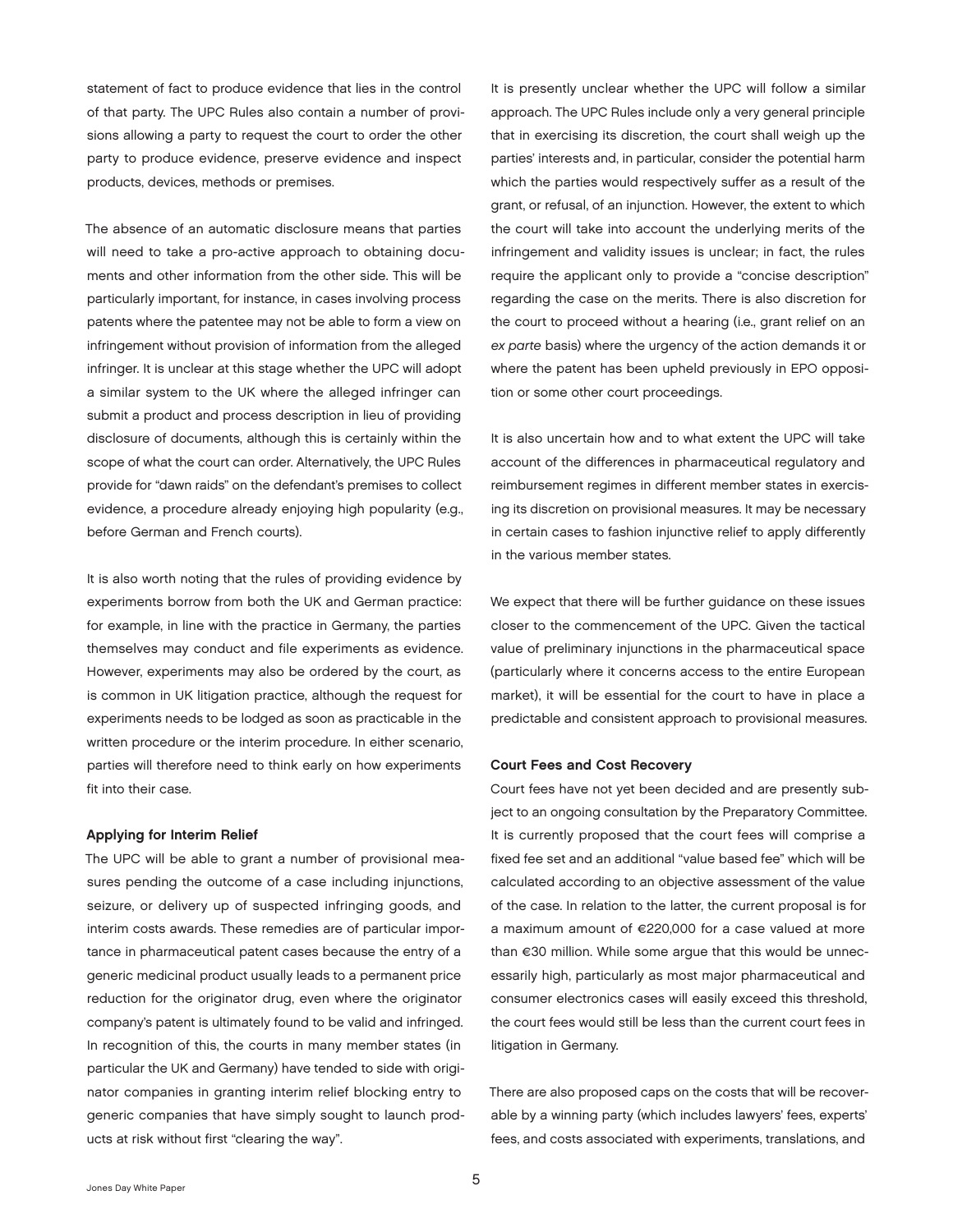statement of fact to produce evidence that lies in the control of that party. The UPC Rules also contain a number of provisions allowing a party to request the court to order the other party to produce evidence, preserve evidence and inspect products, devices, methods or premises.

The absence of an automatic disclosure means that parties will need to take a pro-active approach to obtaining documents and other information from the other side. This will be particularly important, for instance, in cases involving process patents where the patentee may not be able to form a view on infringement without provision of information from the alleged infringer. It is unclear at this stage whether the UPC will adopt a similar system to the UK where the alleged infringer can submit a product and process description in lieu of providing disclosure of documents, although this is certainly within the scope of what the court can order. Alternatively, the UPC Rules provide for "dawn raids" on the defendant's premises to collect evidence, a procedure already enjoying high popularity (e.g., before German and French courts).

It is also worth noting that the rules of providing evidence by experiments borrow from both the UK and German practice: for example, in line with the practice in Germany, the parties themselves may conduct and file experiments as evidence. However, experiments may also be ordered by the court, as is common in UK litigation practice, although the request for experiments needs to be lodged as soon as practicable in the written procedure or the interim procedure. In either scenario, parties will therefore need to think early on how experiments fit into their case.

### Applying for Interim Relief

The UPC will be able to grant a number of provisional measures pending the outcome of a case including injunctions, seizure, or delivery up of suspected infringing goods, and interim costs awards. These remedies are of particular importance in pharmaceutical patent cases because the entry of a generic medicinal product usually leads to a permanent price reduction for the originator drug, even where the originator company's patent is ultimately found to be valid and infringed. In recognition of this, the courts in many member states (in particular the UK and Germany) have tended to side with originator companies in granting interim relief blocking entry to generic companies that have simply sought to launch products at risk without first "clearing the way".

It is presently unclear whether the UPC will follow a similar approach. The UPC Rules include only a very general principle that in exercising its discretion, the court shall weigh up the parties' interests and, in particular, consider the potential harm which the parties would respectively suffer as a result of the grant, or refusal, of an injunction. However, the extent to which the court will take into account the underlying merits of the infringement and validity issues is unclear; in fact, the rules require the applicant only to provide a "concise description" regarding the case on the merits. There is also discretion for the court to proceed without a hearing (i.e., grant relief on an *ex parte* basis) where the urgency of the action demands it or where the patent has been upheld previously in EPO opposition or some other court proceedings.

It is also uncertain how and to what extent the UPC will take account of the differences in pharmaceutical regulatory and reimbursement regimes in different member states in exercising its discretion on provisional measures. It may be necessary in certain cases to fashion injunctive relief to apply differently in the various member states.

We expect that there will be further guidance on these issues closer to the commencement of the UPC. Given the tactical value of preliminary injunctions in the pharmaceutical space (particularly where it concerns access to the entire European market), it will be essential for the court to have in place a predictable and consistent approach to provisional measures.

### Court Fees and Cost Recovery

Court fees have not yet been decided and are presently subject to an ongoing consultation by the Preparatory Committee. It is currently proposed that the court fees will comprise a fixed fee set and an additional "value based fee" which will be calculated according to an objective assessment of the value of the case. In relation to the latter, the current proposal is for a maximum amount of €220,000 for a case valued at more than €30 million. While some argue that this would be unnecessarily high, particularly as most major pharmaceutical and consumer electronics cases will easily exceed this threshold, the court fees would still be less than the current court fees in litigation in Germany.

There are also proposed caps on the costs that will be recoverable by a winning party (which includes lawyers' fees, experts' fees, and costs associated with experiments, translations, and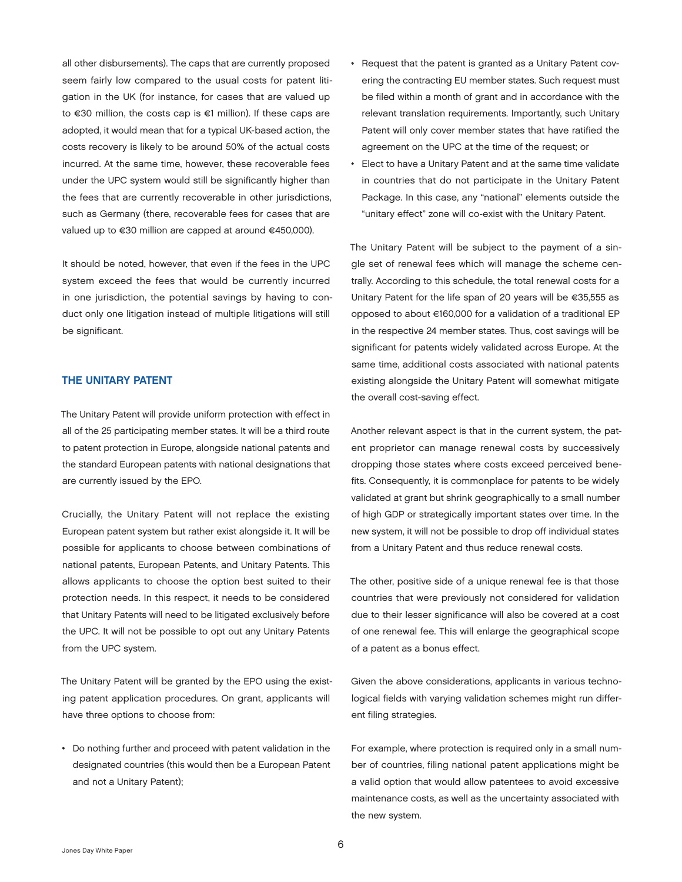all other disbursements). The caps that are currently proposed seem fairly low compared to the usual costs for patent litigation in the UK (for instance, for cases that are valued up to €30 million, the costs cap is €1 million). If these caps are adopted, it would mean that for a typical UK-based action, the costs recovery is likely to be around 50% of the actual costs incurred. At the same time, however, these recoverable fees under the UPC system would still be significantly higher than the fees that are currently recoverable in other jurisdictions, such as Germany (there, recoverable fees for cases that are valued up to €30 million are capped at around €450,000).

It should be noted, however, that even if the fees in the UPC system exceed the fees that would be currently incurred in one jurisdiction, the potential savings by having to conduct only one litigation instead of multiple litigations will still be significant.

## THE UNITARY PATENT

The Unitary Patent will provide uniform protection with effect in all of the 25 participating member states. It will be a third route to patent protection in Europe, alongside national patents and the standard European patents with national designations that are currently issued by the EPO.

Crucially, the Unitary Patent will not replace the existing European patent system but rather exist alongside it. It will be possible for applicants to choose between combinations of national patents, European Patents, and Unitary Patents. This allows applicants to choose the option best suited to their protection needs. In this respect, it needs to be considered that Unitary Patents will need to be litigated exclusively before the UPC. It will not be possible to opt out any Unitary Patents from the UPC system.

The Unitary Patent will be granted by the EPO using the existing patent application procedures. On grant, applicants will have three options to choose from:

- Do nothing further and proceed with patent validation in the designated countries (this would then be a European Patent and not a Unitary Patent);
- Request that the patent is granted as a Unitary Patent covering the contracting EU member states. Such request must be filed within a month of grant and in accordance with the relevant translation requirements. Importantly, such Unitary Patent will only cover member states that have ratified the agreement on the UPC at the time of the request; or
- Elect to have a Unitary Patent and at the same time validate in countries that do not participate in the Unitary Patent Package. In this case, any "national" elements outside the "unitary effect" zone will co-exist with the Unitary Patent.

The Unitary Patent will be subject to the payment of a single set of renewal fees which will manage the scheme centrally. According to this schedule, the total renewal costs for a Unitary Patent for the life span of 20 years will be €35,555 as opposed to about €160,000 for a validation of a traditional EP in the respective 24 member states. Thus, cost savings will be significant for patents widely validated across Europe. At the same time, additional costs associated with national patents existing alongside the Unitary Patent will somewhat mitigate the overall cost-saving effect.

Another relevant aspect is that in the current system, the patent proprietor can manage renewal costs by successively dropping those states where costs exceed perceived benefits. Consequently, it is commonplace for patents to be widely validated at grant but shrink geographically to a small number of high GDP or strategically important states over time. In the new system, it will not be possible to drop off individual states from a Unitary Patent and thus reduce renewal costs.

The other, positive side of a unique renewal fee is that those countries that were previously not considered for validation due to their lesser significance will also be covered at a cost of one renewal fee. This will enlarge the geographical scope of a patent as a bonus effect.

Given the above considerations, applicants in various technological fields with varying validation schemes might run different filing strategies.

For example, where protection is required only in a small number of countries, filing national patent applications might be a valid option that would allow patentees to avoid excessive maintenance costs, as well as the uncertainty associated with the new system.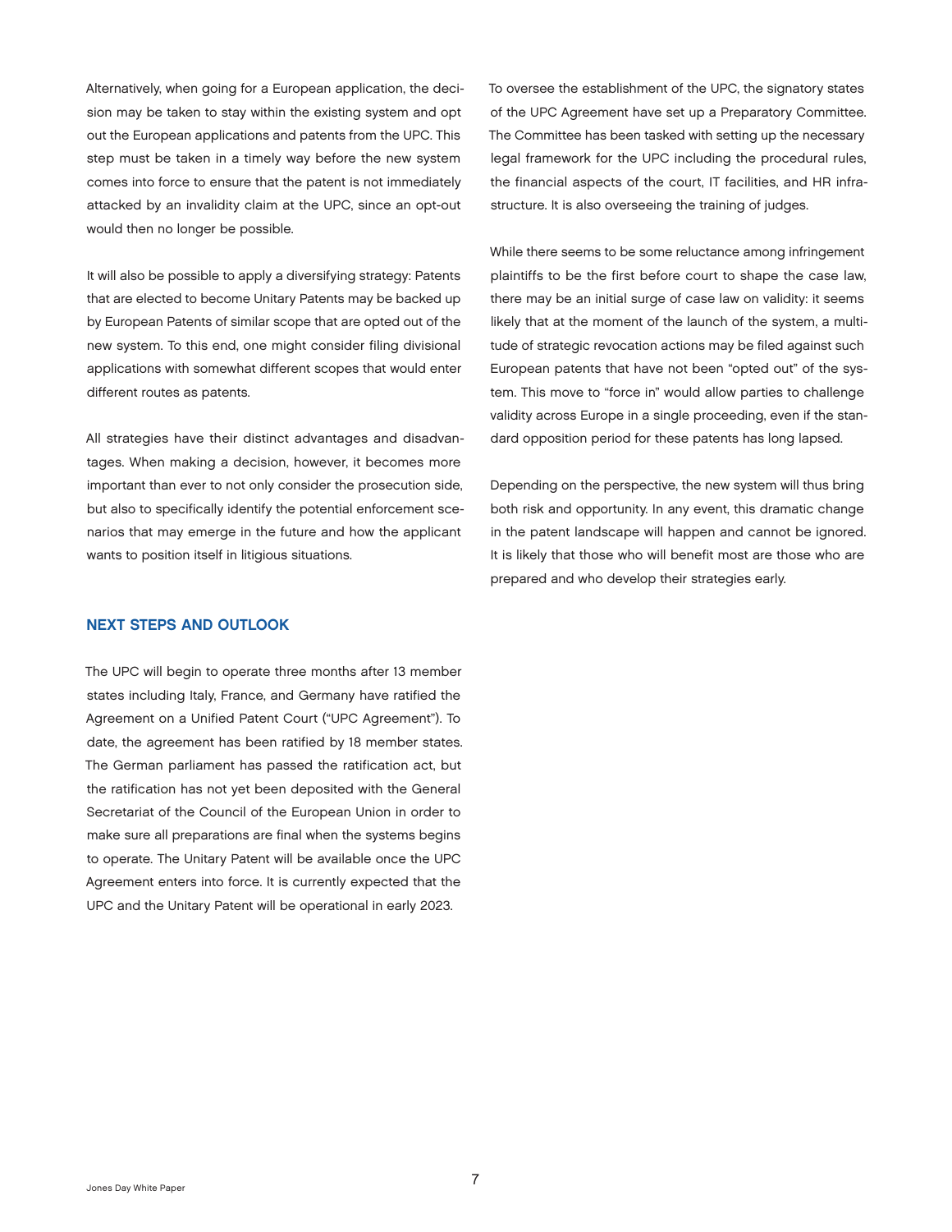Alternatively, when going for a European application, the decision may be taken to stay within the existing system and opt out the European applications and patents from the UPC. This step must be taken in a timely way before the new system comes into force to ensure that the patent is not immediately attacked by an invalidity claim at the UPC, since an opt-out would then no longer be possible.

It will also be possible to apply a diversifying strategy: Patents that are elected to become Unitary Patents may be backed up by European Patents of similar scope that are opted out of the new system. To this end, one might consider filing divisional applications with somewhat different scopes that would enter different routes as patents.

All strategies have their distinct advantages and disadvantages. When making a decision, however, it becomes more important than ever to not only consider the prosecution side, but also to specifically identify the potential enforcement scenarios that may emerge in the future and how the applicant wants to position itself in litigious situations.

## NEXT STEPS AND OUTLOOK

The UPC will begin to operate three months after 13 member states including Italy, France, and Germany have ratified the Agreement on a Unified Patent Court ("UPC Agreement"). To date, the agreement has been ratified by 18 member states. The German parliament has passed the ratification act, but the ratification has not yet been deposited with the General Secretariat of the Council of the European Union in order to make sure all preparations are final when the systems begins to operate. The Unitary Patent will be available once the UPC Agreement enters into force. It is currently expected that the UPC and the Unitary Patent will be operational in early 2023.

To oversee the establishment of the UPC, the signatory states of the UPC Agreement have set up a Preparatory Committee. The Committee has been tasked with setting up the necessary legal framework for the UPC including the procedural rules, the financial aspects of the court, IT facilities, and HR infrastructure. It is also overseeing the training of judges.

While there seems to be some reluctance among infringement plaintiffs to be the first before court to shape the case law, there may be an initial surge of case law on validity: it seems likely that at the moment of the launch of the system, a multitude of strategic revocation actions may be filed against such European patents that have not been "opted out" of the system. This move to "force in" would allow parties to challenge validity across Europe in a single proceeding, even if the standard opposition period for these patents has long lapsed.

Depending on the perspective, the new system will thus bring both risk and opportunity. In any event, this dramatic change in the patent landscape will happen and cannot be ignored. It is likely that those who will benefit most are those who are prepared and who develop their strategies early.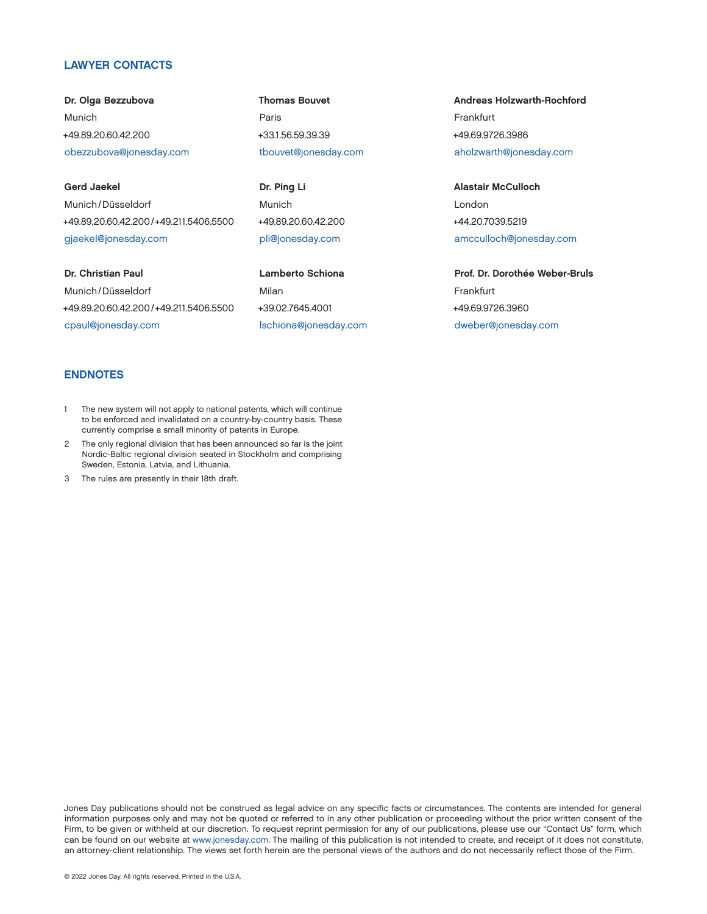## LAWYER CONTACTS

**Dr. Olga Bezzubova**
Munich
+49.89.20.60.42.200
obezzubova@jonesday.com

**Thomas Bouvet**
Paris
+33.1.56.59.39.39
tbouvet@jonesday.com

**Andreas Holzwarth-Rochford**
Frankfurt
+49.69.9726.3986
aholzwarth@jonesday.com

**Gerd Jaekel**
Munich / Düsseldorf
+49.89.20.60.42.200 / +49.211.5406.5500
gjaekel@jonesday.com

**Dr. Ping Li**
Munich
+49.89.20.60.42.200
pli@jonesday.com

**Alastair McCulloch**
London
+44.20.7039.5219
amcculloch@jonesday.com

**Dr. Christian Paul**
Munich / Düsseldorf
+49.89.20.60.42.200 / +49.211.5406.5500
cpaul@jonesday.com

**Lamberto Schiona**
Milan
+39.02.7645.4001
lschiona@jonesday.com

**Prof. Dr. Dorothée Weber-Bruls**
Frankfurt
+49.69.9726.3960
dweber@jonesday.com

## ENDNOTES

1 The new system will not apply to national patents, which will continue to be enforced and invalidated on a country-by-country basis. These currently comprise a small minority of patents in Europe.

2 The only regional division that has been announced so far is the joint Nordic-Baltic regional division seated in Stockholm and comprising Sweden, Estonia, Latvia, and Lithuania.

3 The rules are presently in their 18th draft.

Jones Day publications should not be construed as legal advice on any specific facts or circumstances. The contents are intended for general information purposes only and may not be quoted or referred to in any other publication or proceeding without the prior written consent of the Firm, to be given or withheld at our discretion. To request reprint permission for any of our publications, please use our "Contact Us" form, which can be found on our website at www.jonesday.com. The mailing of this publication is not intended to create, and receipt of it does not constitute, an attorney-client relationship. The views set forth herein are the personal views of the authors and do not necessarily reflect those of the Firm.

© 2022 Jones Day. All rights reserved. Printed in the U.S.A.